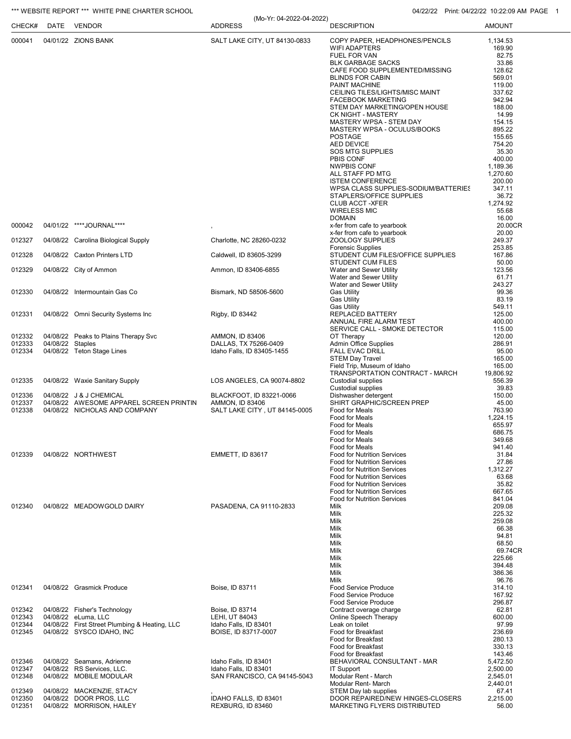*** WEBSITE REPORT *** WHITE PINE CHARTER SCHOOL

04/22/22 Print: 04/22/22 10:22:09 AM

(Mo-Yr: 04-2022-04-2022)

| CHECK# | DATE | VENDOR | ADDRESS | DESCRIPTION | AMOUNT |
|---|---|---|---|---|---|
| 000041 | 04/01/22 | ZIONS BANK | SALT LAKE CITY, UT 84130-0833 | COPY PAPER, HEADPHONES/PENCILS | 1,134.53 |
| | | | | WIFI ADAPTERS | 169.90 |
| | | | | FUEL FOR VAN | 82.75 |
| | | | | BLK GARBAGE SACKS | 33.86 |
| | | | | CAFE FOOD SUPPLEMENTED/MISSING | 128.62 |
| | | | | BLINDS FOR CABIN | 569.01 |
| | | | | PAINT MACHINE | 119.00 |
| | | | | CEILING TILES/LIGHTS/MISC MAINT | 337.62 |
| | | | | FACEBOOK MARKETING | 942.94 |
| | | | | STEM DAY MARKETING/OPEN HOUSE | 188.00 |
| | | | | CK NIGHT - MASTERY | 14.99 |
| | | | | MASTERY WPSA - STEM DAY | 154.15 |
| | | | | MASTERY WPSA - OCULUS/BOOKS | 895.22 |
| | | | | POSTAGE | 155.65 |
| | | | | AED DEVICE | 754.20 |
| | | | | SOS MTG SUPPLIES | 35.30 |
| | | | | PBIS CONF | 400.00 |
| | | | | NWPBIS CONF | 1,189.36 |
| | | | | ALL STAFF PD MTG | 1,270.60 |
| | | | | ISTEM CONFERENCE | 200.00 |
| | | | | WPSA CLASS SUPPLIES-SODIUM/BATTERIES | 347.11 |
| | | | | STAPLERS/OFFICE SUPPLIES | 36.72 |
| | | | | CLUB ACCT -XFER | 1,274.92 |
| | | | | WIRELESS MIC | 55.68 |
| | | | | DOMAIN | 16.00 |
| 000042 | 04/01/22 | ****JOURNAL**** | , | x-fer from cafe to yearbook | 20.00CR |
| | | | | x-fer from cafe to yearbook | 20.00 |
| 012327 | 04/08/22 | Carolina Biological Supply | Charlotte, NC 28260-0232 | ZOOLOGY SUPPLIES | 249.37 |
| | | | | Forensic Supplies | 253.85 |
| 012328 | 04/08/22 | Caxton Printers LTD | Caldwell, ID 83605-3299 | STUDENT CUM FILES/OFFICE SUPPLIES | 167.86 |
| | | | | STUDENT CUM FILES | 50.00 |
| 012329 | 04/08/22 | City of Ammon | Ammon, ID 83406-6855 | Water and Sewer Utility | 123.56 |
| | | | | Water and Sewer Utility | 61.71 |
| | | | | Water and Sewer Utility | 243.27 |
| 012330 | 04/08/22 | Intermountain Gas Co | Bismark, ND 58506-5600 | Gas Utility | 99.36 |
| | | | | Gas Utility | 83.19 |
| | | | | Gas Utility | 549.11 |
| 012331 | 04/08/22 | Omni Security Systems Inc | Rigby, ID 83442 | REPLACED BATTERY | 125.00 |
| | | | | ANNUAL FIRE ALARM TEST | 400.00 |
| | | | | SERVICE CALL - SMOKE DETECTOR | 115.00 |
| 012332 | 04/08/22 | Peaks to Plains Therapy Svc | AMMON, ID 83406 | OT Therapy | 120.00 |
| 012333 | 04/08/22 | Staples | DALLAS, TX 75266-0409 | Admin Office Supplies | 286.91 |
| 012334 | 04/08/22 | Teton Stage Lines | Idaho Falls, ID 83405-1455 | FALL EVAC DRILL | 95.00 |
| | | | | STEM Day Travel | 165.00 |
| | | | | Field Trip, Museum of Idaho | 165.00 |
| | | | | TRANSPORTATION CONTRACT - MARCH | 19,806.92 |
| 012335 | 04/08/22 | Waxie Sanitary Supply | LOS ANGELES, CA 90074-8802 | Custodial supplies | 556.39 |
| | | | | Custodial supplies | 39.83 |
| 012336 | 04/08/22 | J & J CHEMICAL | BLACKFOOT, ID 83221-0066 | Dishwasher detergent | 150.00 |
| 012337 | 04/08/22 | AWESOME APPAREL SCREEN PRINTIN | AMMON, ID 83406 | SHIRT GRAPHIC/SCREEN PREP | 45.00 |
| 012338 | 04/08/22 | NICHOLAS AND COMPANY | SALT LAKE CITY , UT 84145-0005 | Food for Meals | 763.90 |
| | | | | Food for Meals | 1,224.15 |
| | | | | Food for Meals | 655.97 |
| | | | | Food for Meals | 686.75 |
| | | | | Food for Meals | 349.68 |
| | | | | Food for Meals | 941.40 |
| 012339 | 04/08/22 | NORTHWEST | EMMETT, ID 83617 | Food for Nutrition Services | 31.84 |
| | | | | Food for Nutrition Services | 27.86 |
| | | | | Food for Nutrition Services | 1,312.27 |
| | | | | Food for Nutrition Services | 63.68 |
| | | | | Food for Nutrition Services | 35.82 |
| | | | | Food for Nutrition Services | 667.65 |
| | | | | Food for Nutrition Services | 841.04 |
| 012340 | 04/08/22 | MEADOWGOLD DAIRY | PASADENA, CA 91110-2833 | Milk | 209.08 |
| | | | | Milk | 225.32 |
| | | | | Milk | 259.08 |
| | | | | Milk | 66.38 |
| | | | | Milk | 94.81 |
| | | | | Milk | 68.50 |
| | | | | Milk | 69.74CR |
| | | | | Milk | 225.66 |
| | | | | Milk | 394.48 |
| | | | | Milk | 386.36 |
| | | | | Milk | 96.76 |
| 012341 | 04/08/22 | Grasmick Produce | Boise, ID 83711 | Food Service Produce | 314.10 |
| | | | | Food Service Produce | 167.92 |
| | | | | Food Service Produce | 296.87 |
| 012342 | 04/08/22 | Fisher's Technology | Boise, ID 83714 | Contract overage charge | 62.81 |
| 012343 | 04/08/22 | eLuma, LLC | LEHI, UT 84043 | Online Speech Therapy | 600.00 |
| 012344 | 04/08/22 | First Street Plumbing & Heating, LLC | Idaho Falls, ID 83401 | Leak on toilet | 97.99 |
| 012345 | 04/08/22 | SYSCO IDAHO, INC | BOISE, ID 83717-0007 | Food for Breakfast | 236.69 |
| | | | | Food for Breakfast | 280.13 |
| | | | | Food for Breakfast | 330.13 |
| | | | | Food for Breakfast | 143.46 |
| 012346 | 04/08/22 | Seamans, Adrienne | Idaho Falls, ID 83401 | BEHAVIORAL CONSULTANT - MAR | 5,472.50 |
| 012347 | 04/08/22 | RS Services, LLC. | Idaho Falls, ID 83401 | IT Support | 2,500.00 |
| 012348 | 04/08/22 | MOBILE MODULAR | SAN FRANCISCO, CA 94145-5043 | Modular Rent - March | 2,545.01 |
| | | | | Modular Rent- March | 2,440.01 |
| 012349 | 04/08/22 | MACKENZIE, STACY | , | STEM Day lab supplies | 67.41 |
| 012350 | 04/08/22 | DOOR PROS, LLC | IDAHO FALLS, ID 83401 | DOOR REPAIRED/NEW HINGES-CLOSERS | 2,215.00 |
| 012351 | 04/08/22 | MORRISON, HAILEY | REXBURG, ID 83460 | MARKETING FLYERS DISTRIBUTED | 56.00 |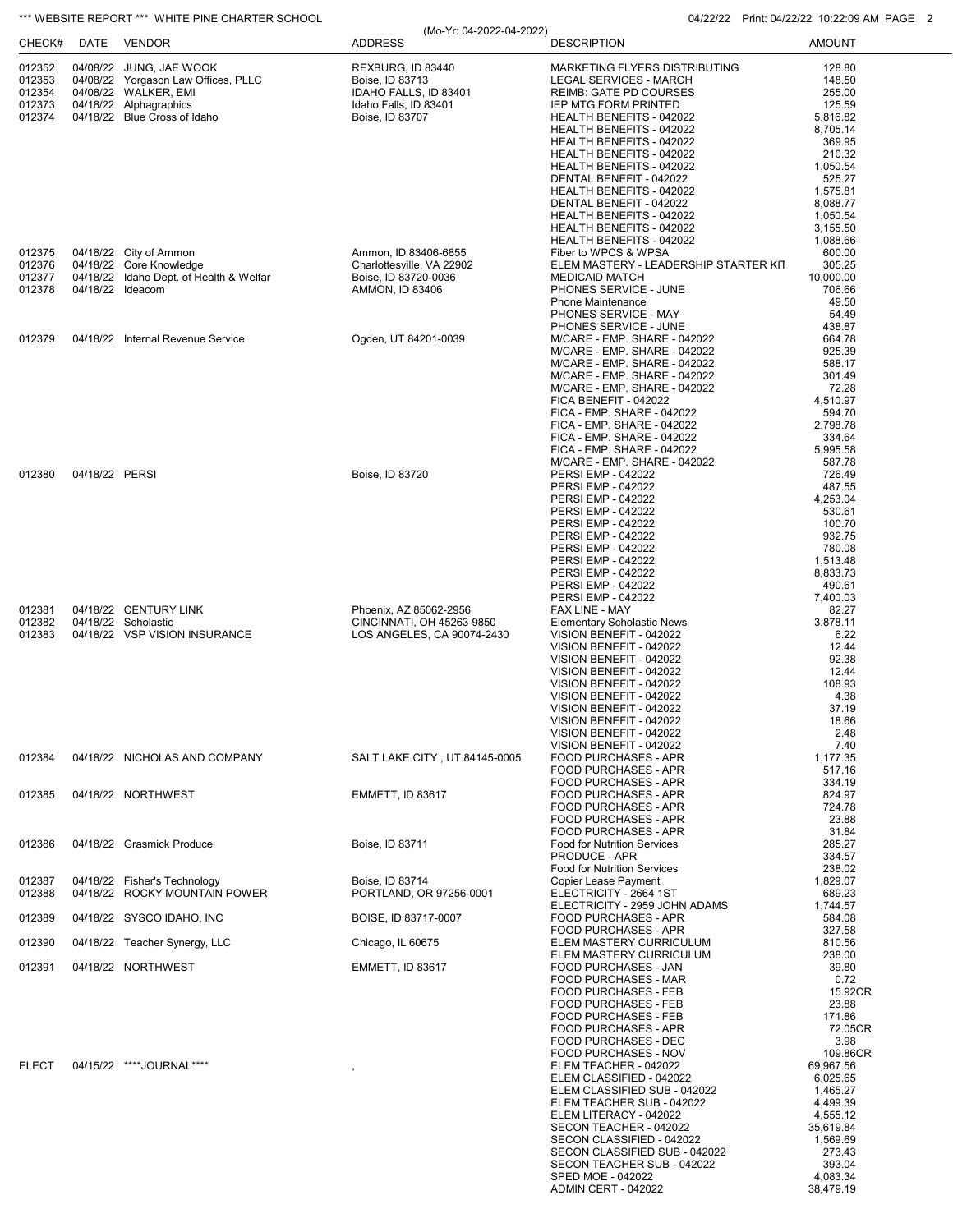*** WEBSITE REPORT *** WHITE PINE CHARTER SCHOOL

(Mo-Yr: 04-2022-04-2022)

| CHECK# | DATE | VENDOR | ADDRESS | DESCRIPTION | AMOUNT |
|---|---|---|---|---|---|
| 012352 | 04/08/22 | JUNG, JAE WOOK | REXBURG, ID 83440 | MARKETING FLYERS DISTRIBUTING | 128.80 |
| 012353 | 04/08/22 | Yorgason Law Offices, PLLC | Boise, ID 83713 | LEGAL SERVICES - MARCH | 148.50 |
| 012354 | 04/08/22 | WALKER, EMI | IDAHO FALLS, ID 83401 | REIMB: GATE PD COURSES | 255.00 |
| 012373 | 04/18/22 | Alphagraphics | Idaho Falls, ID 83401 | IEP MTG FORM PRINTED | 125.59 |
| 012374 | 04/18/22 | Blue Cross of Idaho | Boise, ID 83707 | HEALTH BENEFITS - 042022 | 5,816.82 |
| | | | | HEALTH BENEFITS - 042022 | 8,705.14 |
| | | | | HEALTH BENEFITS - 042022 | 369.95 |
| | | | | HEALTH BENEFITS - 042022 | 210.32 |
| | | | | HEALTH BENEFITS - 042022 | 1,050.54 |
| | | | | DENTAL BENEFIT - 042022 | 525.27 |
| | | | | HEALTH BENEFITS - 042022 | 1,575.81 |
| | | | | DENTAL BENEFIT - 042022 | 8,088.77 |
| | | | | HEALTH BENEFITS - 042022 | 1,050.54 |
| | | | | HEALTH BENEFITS - 042022 | 3,155.50 |
| | | | | HEALTH BENEFITS - 042022 | 1,088.66 |
| 012375 | 04/18/22 | City of Ammon | Ammon, ID 83406-6855 | Fiber to WPCS & WPSA | 600.00 |
| 012376 | 04/18/22 | Core Knowledge | Charlottesville, VA 22902 | ELEM MASTERY - LEADERSHIP STARTER KIT | 305.25 |
| 012377 | 04/18/22 | Idaho Dept. of Health & Welfar | Boise, ID 83720-0036 | MEDICAID MATCH | 10,000.00 |
| 012378 | 04/18/22 | Ideacom | AMMON, ID 83406 | PHONES SERVICE - JUNE | 706.66 |
| | | | | Phone Maintenance | 49.50 |
| | | | | PHONES SERVICE - MAY | 54.49 |
| | | | | PHONES SERVICE - JUNE | 438.87 |
| 012379 | 04/18/22 | Internal Revenue Service | Ogden, UT 84201-0039 | M/CARE - EMP. SHARE - 042022 | 664.78 |
| | | | | M/CARE - EMP. SHARE - 042022 | 925.39 |
| | | | | M/CARE - EMP. SHARE - 042022 | 588.17 |
| | | | | M/CARE - EMP. SHARE - 042022 | 301.49 |
| | | | | M/CARE - EMP. SHARE - 042022 | 72.28 |
| | | | | FICA BENEFIT - 042022 | 4,510.97 |
| | | | | FICA - EMP. SHARE - 042022 | 594.70 |
| | | | | FICA - EMP. SHARE - 042022 | 2,798.78 |
| | | | | FICA - EMP. SHARE - 042022 | 334.64 |
| | | | | FICA - EMP. SHARE - 042022 | 5,995.58 |
| | | | | M/CARE - EMP. SHARE - 042022 | 587.78 |
| 012380 | 04/18/22 | PERSI | Boise, ID 83720 | PERSI EMP - 042022 | 726.49 |
| | | | | PERSI EMP - 042022 | 487.55 |
| | | | | PERSI EMP - 042022 | 4,253.04 |
| | | | | PERSI EMP - 042022 | 530.61 |
| | | | | PERSI EMP - 042022 | 100.70 |
| | | | | PERSI EMP - 042022 | 932.75 |
| | | | | PERSI EMP - 042022 | 780.08 |
| | | | | PERSI EMP - 042022 | 1,513.48 |
| | | | | PERSI EMP - 042022 | 8,833.73 |
| | | | | PERSI EMP - 042022 | 490.61 |
| | | | | PERSI EMP - 042022 | 7,400.03 |
| 012381 | 04/18/22 | CENTURY LINK | Phoenix, AZ 85062-2956 | FAX LINE - MAY | 82.27 |
| 012382 | 04/18/22 | Scholastic | CINCINNATI, OH 45263-9850 | Elementary Scholastic News | 3,878.11 |
| 012383 | 04/18/22 | VSP VISION INSURANCE | LOS ANGELES, CA 90074-2430 | VISION BENEFIT - 042022 | 6.22 |
| | | | | VISION BENEFIT - 042022 | 12.44 |
| | | | | VISION BENEFIT - 042022 | 92.38 |
| | | | | VISION BENEFIT - 042022 | 12.44 |
| | | | | VISION BENEFIT - 042022 | 108.93 |
| | | | | VISION BENEFIT - 042022 | 4.38 |
| | | | | VISION BENEFIT - 042022 | 37.19 |
| | | | | VISION BENEFIT - 042022 | 18.66 |
| | | | | VISION BENEFIT - 042022 | 2.48 |
| | | | | VISION BENEFIT - 042022 | 7.40 |
| 012384 | 04/18/22 | NICHOLAS AND COMPANY | SALT LAKE CITY , UT 84145-0005 | FOOD PURCHASES - APR | 1,177.35 |
| | | | | FOOD PURCHASES - APR | 517.16 |
| | | | | FOOD PURCHASES - APR | 334.19 |
| 012385 | 04/18/22 | NORTHWEST | EMMETT, ID 83617 | FOOD PURCHASES - APR | 824.97 |
| | | | | FOOD PURCHASES - APR | 724.78 |
| | | | | FOOD PURCHASES - APR | 23.88 |
| | | | | FOOD PURCHASES - APR | 31.84 |
| 012386 | 04/18/22 | Grasmick Produce | Boise, ID 83711 | Food for Nutrition Services | 285.27 |
| | | | | PRODUCE - APR | 334.57 |
| | | | | Food for Nutrition Services | 238.02 |
| 012387 | 04/18/22 | Fisher's Technology | Boise, ID 83714 | Copier Lease Payment | 1,829.07 |
| 012388 | 04/18/22 | ROCKY MOUNTAIN POWER | PORTLAND, OR 97256-0001 | ELECTRICITY - 2664 1ST | 689.23 |
| | | | | ELECTRICITY - 2959 JOHN ADAMS | 1,744.57 |
| 012389 | 04/18/22 | SYSCO IDAHO, INC | BOISE, ID 83717-0007 | FOOD PURCHASES - APR | 584.08 |
| | | | | FOOD PURCHASES - APR | 327.58 |
| 012390 | 04/18/22 | Teacher Synergy, LLC | Chicago, IL 60675 | ELEM MASTERY CURRICULUM | 810.56 |
| | | | | ELEM MASTERY CURRICULUM | 238.00 |
| 012391 | 04/18/22 | NORTHWEST | EMMETT, ID 83617 | FOOD PURCHASES - JAN | 39.80 |
| | | | | FOOD PURCHASES - MAR | 0.72 |
| | | | | FOOD PURCHASES - FEB | 15.92CR |
| | | | | FOOD PURCHASES - FEB | 23.88 |
| | | | | FOOD PURCHASES - FEB | 171.86 |
| | | | | FOOD PURCHASES - APR | 72.05CR |
| | | | | FOOD PURCHASES - DEC | 3.98 |
| | | | | FOOD PURCHASES - NOV | 109.86CR |
| ELECT | 04/15/22 | ****JOURNAL**** | , | ELEM TEACHER - 042022 | 69,967.56 |
| | | | | ELEM CLASSIFIED - 042022 | 6,025.65 |
| | | | | ELEM CLASSIFIED SUB - 042022 | 1,465.27 |
| | | | | ELEM TEACHER SUB - 042022 | 4,499.39 |
| | | | | ELEM LITERACY - 042022 | 4,555.12 |
| | | | | SECON TEACHER - 042022 | 35,619.84 |
| | | | | SECON CLASSIFIED - 042022 | 1,569.69 |
| | | | | SECON CLASSIFIED SUB - 042022 | 273.43 |
| | | | | SECON TEACHER SUB - 042022 | 393.04 |
| | | | | SPED MOE - 042022 | 4,083.34 |
| | | | | ADMIN CERT - 042022 | 38,479.19 |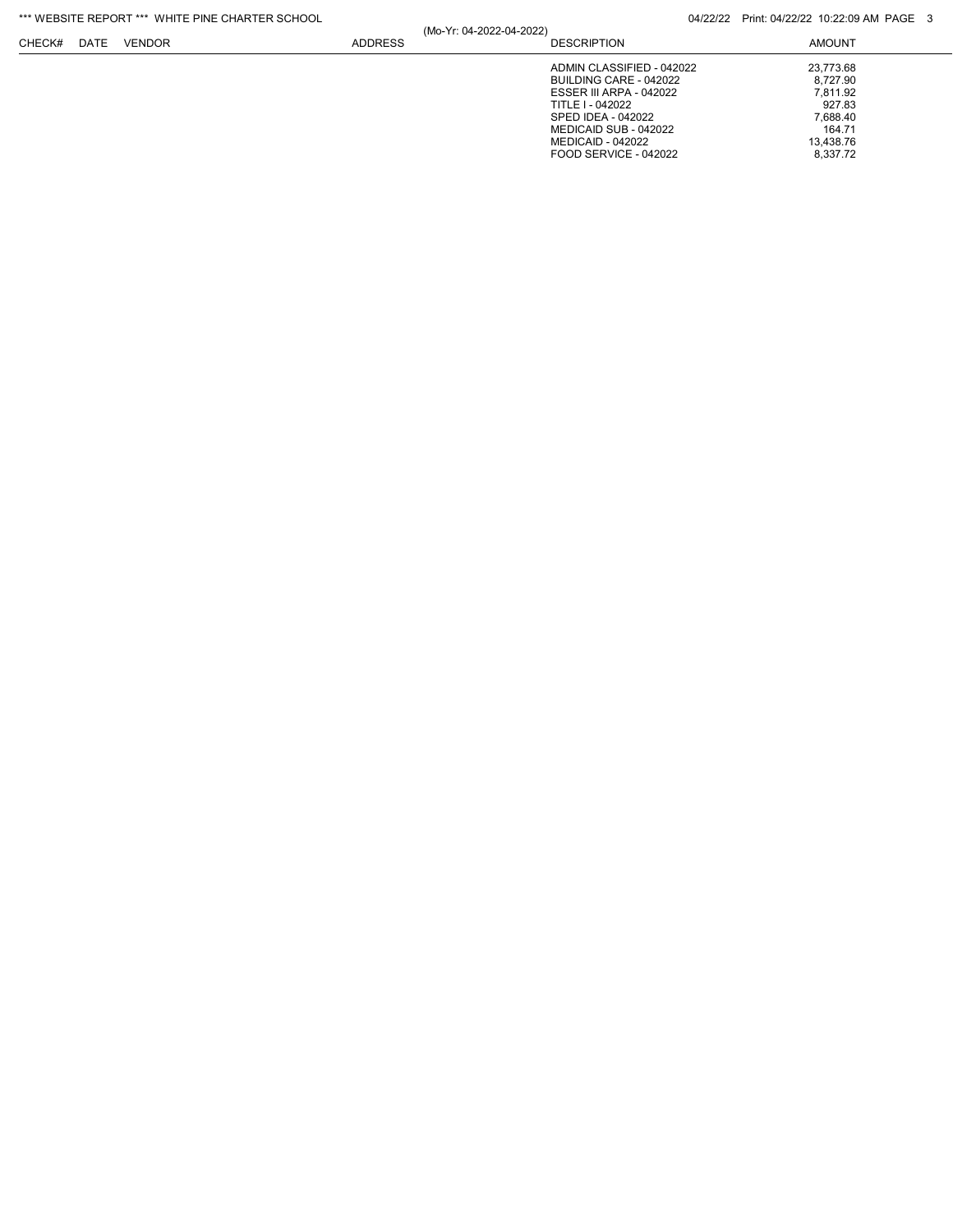| CHECK# | DATE | VENDOR | ADDRESS | DESCRIPTION | AMOUNT |
| --- | --- | --- | --- | --- | --- |
| | | | | ADMIN CLASSIFIED - 042022 | 23,773.68 |
| | | | | BUILDING CARE - 042022 | 8,727.90 |
| | | | | ESSER III ARPA - 042022 | 7,811.92 |
| | | | | TITLE I - 042022 | 927.83 |
| | | | | SPED IDEA - 042022 | 7,688.40 |
| | | | | MEDICAID SUB - 042022 | 164.71 |
| | | | | MEDICAID - 042022 | 13,438.76 |
| | | | | FOOD SERVICE - 042022 | 8,337.72 |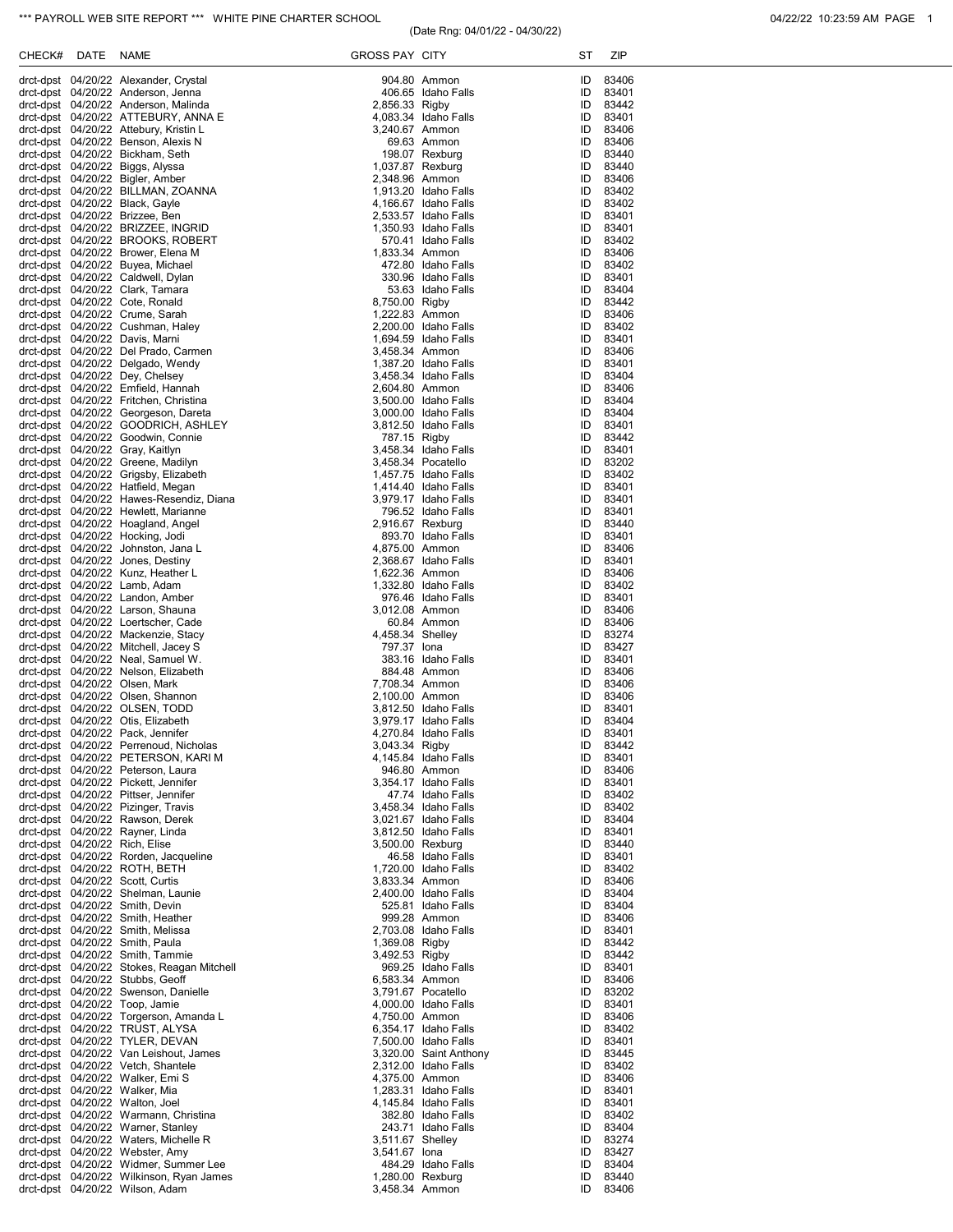*** PAYROLL WEB SITE REPORT *** WHITE PINE CHARTER SCHOOL

(Date Rng: 04/01/22 - 04/30/22)

04/22/22 10:23:59 AM PAGE 1

| CHECK# | DATE | NAME | GROSS PAY | CITY | ST | ZIP |
|---|---|---|---|---|---|---|
| drct-dpst | 04/20/22 | Alexander, Crystal | 904.80 | Ammon | ID | 83406 |
| drct-dpst | 04/20/22 | Anderson, Jenna | 406.65 | Idaho Falls | ID | 83401 |
| drct-dpst | 04/20/22 | Anderson, Malinda | 2,856.33 | Rigby | ID | 83442 |
| drct-dpst | 04/20/22 | ATTEBURY, ANNA E | 4,083.34 | Idaho Falls | ID | 83401 |
| drct-dpst | 04/20/22 | Attebury, Kristin L | 3,240.67 | Ammon | ID | 83406 |
| drct-dpst | 04/20/22 | Benson, Alexis N | 69.63 | Ammon | ID | 83406 |
| drct-dpst | 04/20/22 | Bickham, Seth | 198.07 | Rexburg | ID | 83440 |
| drct-dpst | 04/20/22 | Biggs, Alyssa | 1,037.87 | Rexburg | ID | 83440 |
| drct-dpst | 04/20/22 | Bigler, Amber | 2,348.96 | Ammon | ID | 83406 |
| drct-dpst | 04/20/22 | BILLMAN, ZOANNA | 1,913.20 | Idaho Falls | ID | 83402 |
| drct-dpst | 04/20/22 | Black, Gayle | 4,166.67 | Idaho Falls | ID | 83402 |
| drct-dpst | 04/20/22 | Brizzee, Ben | 2,533.57 | Idaho Falls | ID | 83401 |
| drct-dpst | 04/20/22 | BRIZZEE, INGRID | 1,350.93 | Idaho Falls | ID | 83401 |
| drct-dpst | 04/20/22 | BROOKS, ROBERT | 570.41 | Idaho Falls | ID | 83402 |
| drct-dpst | 04/20/22 | Brower, Elena M | 1,833.34 | Ammon | ID | 83406 |
| drct-dpst | 04/20/22 | Buyea, Michael | 472.80 | Idaho Falls | ID | 83402 |
| drct-dpst | 04/20/22 | Caldwell, Dylan | 330.96 | Idaho Falls | ID | 83401 |
| drct-dpst | 04/20/22 | Clark, Tamara | 53.63 | Idaho Falls | ID | 83404 |
| drct-dpst | 04/20/22 | Cote, Ronald | 8,750.00 | Rigby | ID | 83442 |
| drct-dpst | 04/20/22 | Crume, Sarah | 1,222.83 | Ammon | ID | 83406 |
| drct-dpst | 04/20/22 | Cushman, Haley | 2,200.00 | Idaho Falls | ID | 83402 |
| drct-dpst | 04/20/22 | Davis, Marni | 1,694.59 | Idaho Falls | ID | 83401 |
| drct-dpst | 04/20/22 | Del Prado, Carmen | 3,458.34 | Ammon | ID | 83406 |
| drct-dpst | 04/20/22 | Delgado, Wendy | 1,387.20 | Idaho Falls | ID | 83401 |
| drct-dpst | 04/20/22 | Dey, Chelsey | 3,458.34 | Idaho Falls | ID | 83404 |
| drct-dpst | 04/20/22 | Emfield, Hannah | 2,604.80 | Ammon | ID | 83406 |
| drct-dpst | 04/20/22 | Fritchen, Christina | 3,500.00 | Idaho Falls | ID | 83404 |
| drct-dpst | 04/20/22 | Georgeson, Dareta | 3,000.00 | Idaho Falls | ID | 83404 |
| drct-dpst | 04/20/22 | GOODRICH, ASHLEY | 3,812.50 | Idaho Falls | ID | 83401 |
| drct-dpst | 04/20/22 | Goodwin, Connie | 787.15 | Rigby | ID | 83442 |
| drct-dpst | 04/20/22 | Gray, Kaitlyn | 3,458.34 | Idaho Falls | ID | 83401 |
| drct-dpst | 04/20/22 | Greene, Madilyn | 3,458.34 | Pocatello | ID | 83202 |
| drct-dpst | 04/20/22 | Grigsby, Elizabeth | 1,457.75 | Idaho Falls | ID | 83402 |
| drct-dpst | 04/20/22 | Hatfield, Megan | 1,414.40 | Idaho Falls | ID | 83401 |
| drct-dpst | 04/20/22 | Hawes-Resendiz, Diana | 3,979.17 | Idaho Falls | ID | 83401 |
| drct-dpst | 04/20/22 | Hewlett, Marianne | 796.52 | Idaho Falls | ID | 83401 |
| drct-dpst | 04/20/22 | Hoagland, Angel | 2,916.67 | Rexburg | ID | 83440 |
| drct-dpst | 04/20/22 | Hocking, Jodi | 893.70 | Idaho Falls | ID | 83401 |
| drct-dpst | 04/20/22 | Johnston, Jana L | 4,875.00 | Ammon | ID | 83406 |
| drct-dpst | 04/20/22 | Jones, Destiny | 2,368.67 | Idaho Falls | ID | 83401 |
| drct-dpst | 04/20/22 | Kunz, Heather L | 1,622.36 | Ammon | ID | 83406 |
| drct-dpst | 04/20/22 | Lamb, Adam | 1,332.80 | Idaho Falls | ID | 83402 |
| drct-dpst | 04/20/22 | Landon, Amber | 976.46 | Idaho Falls | ID | 83401 |
| drct-dpst | 04/20/22 | Larson, Shauna | 3,012.08 | Ammon | ID | 83406 |
| drct-dpst | 04/20/22 | Loertscher, Cade | 60.84 | Ammon | ID | 83406 |
| drct-dpst | 04/20/22 | Mackenzie, Stacy | 4,458.34 | Shelley | ID | 83274 |
| drct-dpst | 04/20/22 | Mitchell, Jacey S | 797.37 | Iona | ID | 83427 |
| drct-dpst | 04/20/22 | Neal, Samuel W. | 383.16 | Idaho Falls | ID | 83401 |
| drct-dpst | 04/20/22 | Nelson, Elizabeth | 884.48 | Ammon | ID | 83406 |
| drct-dpst | 04/20/22 | Olsen, Mark | 7,708.34 | Ammon | ID | 83406 |
| drct-dpst | 04/20/22 | Olsen, Shannon | 2,100.00 | Ammon | ID | 83406 |
| drct-dpst | 04/20/22 | OLSEN, TODD | 3,812.50 | Idaho Falls | ID | 83401 |
| drct-dpst | 04/20/22 | Otis, Elizabeth | 3,979.17 | Idaho Falls | ID | 83404 |
| drct-dpst | 04/20/22 | Pack, Jennifer | 4,270.84 | Idaho Falls | ID | 83401 |
| drct-dpst | 04/20/22 | Perrenoud, Nicholas | 3,043.34 | Rigby | ID | 83442 |
| drct-dpst | 04/20/22 | PETERSON, KARI M | 4,145.84 | Idaho Falls | ID | 83401 |
| drct-dpst | 04/20/22 | Peterson, Laura | 946.80 | Ammon | ID | 83406 |
| drct-dpst | 04/20/22 | Pickett, Jennifer | 3,354.17 | Idaho Falls | ID | 83401 |
| drct-dpst | 04/20/22 | Pittser, Jennifer | 47.74 | Idaho Falls | ID | 83402 |
| drct-dpst | 04/20/22 | Pizinger, Travis | 3,458.34 | Idaho Falls | ID | 83402 |
| drct-dpst | 04/20/22 | Rawson, Derek | 3,021.67 | Idaho Falls | ID | 83404 |
| drct-dpst | 04/20/22 | Rayner, Linda | 3,812.50 | Idaho Falls | ID | 83401 |
| drct-dpst | 04/20/22 | Rich, Elise | 3,500.00 | Rexburg | ID | 83440 |
| drct-dpst | 04/20/22 | Rorden, Jacqueline | 46.58 | Idaho Falls | ID | 83401 |
| drct-dpst | 04/20/22 | ROTH, BETH | 1,720.00 | Idaho Falls | ID | 83402 |
| drct-dpst | 04/20/22 | Scott, Curtis | 3,833.34 | Ammon | ID | 83406 |
| drct-dpst | 04/20/22 | Shelman, Launie | 2,400.00 | Idaho Falls | ID | 83404 |
| drct-dpst | 04/20/22 | Smith, Devin | 525.81 | Idaho Falls | ID | 83404 |
| drct-dpst | 04/20/22 | Smith, Heather | 999.28 | Ammon | ID | 83406 |
| drct-dpst | 04/20/22 | Smith, Melissa | 2,703.08 | Idaho Falls | ID | 83401 |
| drct-dpst | 04/20/22 | Smith, Paula | 1,369.08 | Rigby | ID | 83442 |
| drct-dpst | 04/20/22 | Smith, Tammie | 3,492.53 | Rigby | ID | 83442 |
| drct-dpst | 04/20/22 | Stokes, Reagan Mitchell | 969.25 | Idaho Falls | ID | 83401 |
| drct-dpst | 04/20/22 | Stubbs, Geoff | 6,583.34 | Ammon | ID | 83406 |
| drct-dpst | 04/20/22 | Swenson, Danielle | 3,791.67 | Pocatello | ID | 83202 |
| drct-dpst | 04/20/22 | Toop, Jamie | 4,000.00 | Idaho Falls | ID | 83401 |
| drct-dpst | 04/20/22 | Torgerson, Amanda L | 4,750.00 | Ammon | ID | 83406 |
| drct-dpst | 04/20/22 | TRUST, ALYSA | 6,354.17 | Idaho Falls | ID | 83402 |
| drct-dpst | 04/20/22 | TYLER, DEVAN | 7,500.00 | Idaho Falls | ID | 83401 |
| drct-dpst | 04/20/22 | Van Leishout, James | 3,320.00 | Saint Anthony | ID | 83445 |
| drct-dpst | 04/20/22 | Vetch, Shantele | 2,312.00 | Idaho Falls | ID | 83402 |
| drct-dpst | 04/20/22 | Walker, Emi S | 4,375.00 | Ammon | ID | 83406 |
| drct-dpst | 04/20/22 | Walker, Mia | 1,283.31 | Idaho Falls | ID | 83401 |
| drct-dpst | 04/20/22 | Walton, Joel | 4,145.84 | Idaho Falls | ID | 83401 |
| drct-dpst | 04/20/22 | Warmann, Christina | 382.80 | Idaho Falls | ID | 83402 |
| drct-dpst | 04/20/22 | Warner, Stanley | 243.71 | Idaho Falls | ID | 83404 |
| drct-dpst | 04/20/22 | Waters, Michelle R | 3,511.67 | Shelley | ID | 83274 |
| drct-dpst | 04/20/22 | Webster, Amy | 3,541.67 | Iona | ID | 83427 |
| drct-dpst | 04/20/22 | Widmer, Summer Lee | 484.29 | Idaho Falls | ID | 83404 |
| drct-dpst | 04/20/22 | Wilkinson, Ryan James | 1,280.00 | Rexburg | ID | 83440 |
| drct-dpst | 04/20/22 | Wilson, Adam | 3,458.34 | Ammon | ID | 83406 |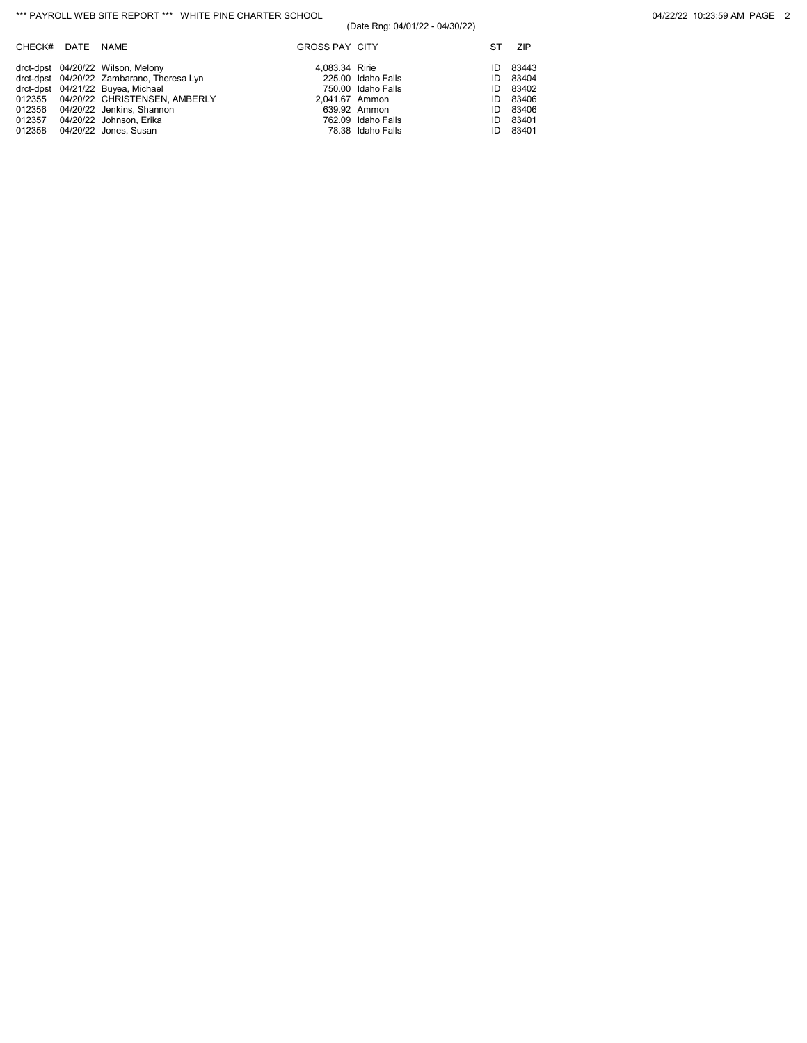| CHECK# | DATE | NAME | GROSS PAY | CITY | ST | ZIP |
|---|---|---|---|---|---|---|
| drct-dpst | 04/20/22 | Wilson, Melony | 4,083.34 | Ririe | ID | 83443 |
| drct-dpst | 04/20/22 | Zambarano, Theresa Lyn | 225.00 | Idaho Falls | ID | 83404 |
| drct-dpst | 04/21/22 | Buyea, Michael | 750.00 | Idaho Falls | ID | 83402 |
| 012355 | 04/20/22 | CHRISTENSEN, AMBERLY | 2,041.67 | Ammon | ID | 83406 |
| 012356 | 04/20/22 | Jenkins, Shannon | 639.92 | Ammon | ID | 83406 |
| 012357 | 04/20/22 | Johnson, Erika | 762.09 | Idaho Falls | ID | 83401 |
| 012358 | 04/20/22 | Jones, Susan | 78.38 | Idaho Falls | ID | 83401 |